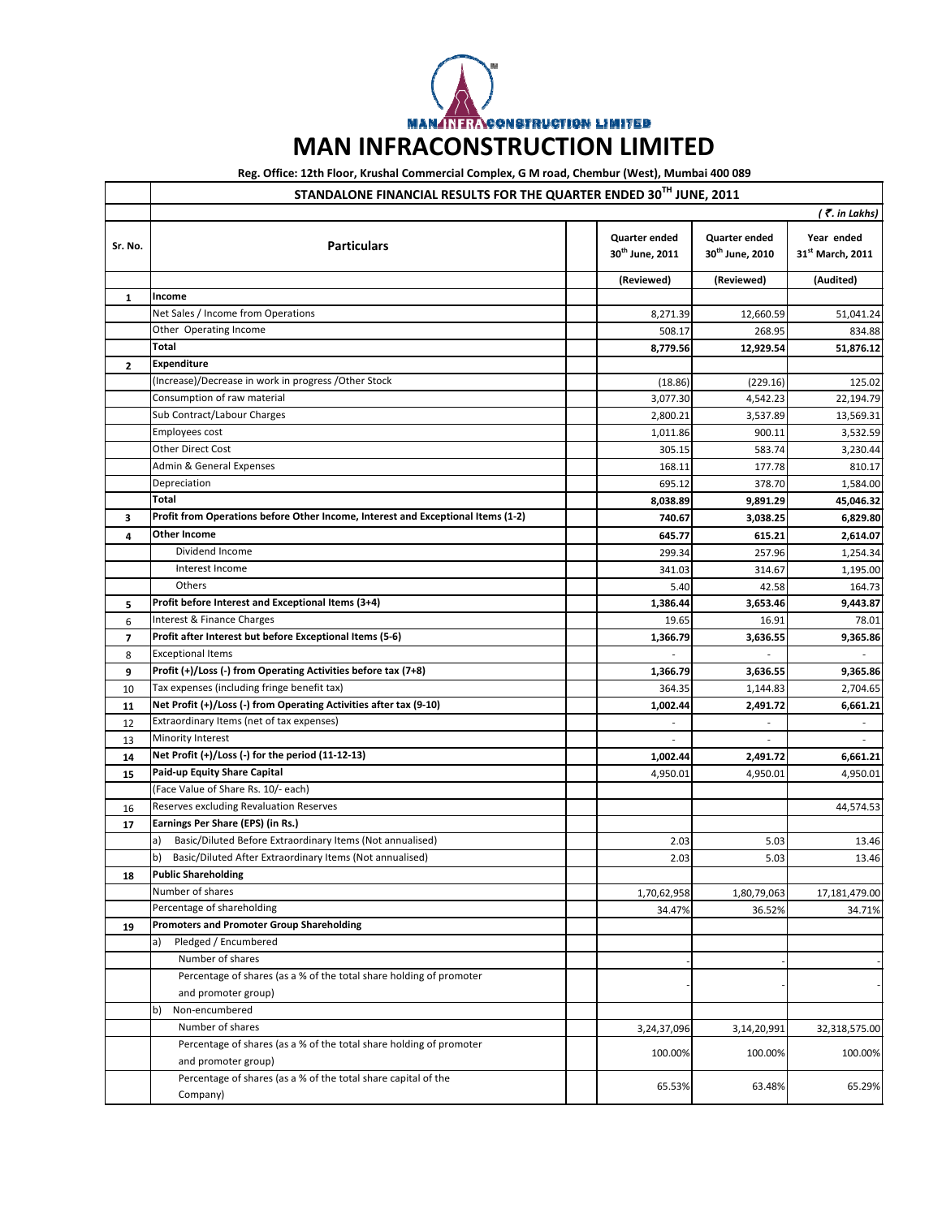# MAN INFRACONSTRUCTION LIMITED

Reg. Office: 12th Floor, Krushal Commercial Complex, G M road, Chembur (West), Mumbai 400 089

## STANDALONE FINANCIAL RESULTS FOR THE QUARTER ENDED 30TH JUNE, 2011

*(₹. in Lakhs)*

| Sr. No. | Particulars | Quarter ended 30th June, 2011 | Quarter ended 30th June, 2010 | Year ended 31st March, 2011 |
|---|---|---|---|---|
| | | (Reviewed) | (Reviewed) | (Audited) |
| 1 | **Income** | | | |
| | Net Sales / Income from Operations | 8,271.39 | 12,660.59 | 51,041.24 |
| | Other Operating Income | 508.17 | 268.95 | 834.88 |
| | **Total** | **8,779.56** | **12,929.54** | **51,876.12** |
| 2 | **Expenditure** | | | |
| | (Increase)/Decrease in work in progress /Other Stock | (18.86) | (229.16) | 125.02 |
| | Consumption of raw material | 3,077.30 | 4,542.23 | 22,194.79 |
| | Sub Contract/Labour Charges | 2,800.21 | 3,537.89 | 13,569.31 |
| | Employees cost | 1,011.86 | 900.11 | 3,532.59 |
| | Other Direct Cost | 305.15 | 583.74 | 3,230.44 |
| | Admin & General Expenses | 168.11 | 177.78 | 810.17 |
| | Depreciation | 695.12 | 378.70 | 1,584.00 |
| | **Total** | **8,038.89** | **9,891.29** | **45,046.32** |
| 3 | **Profit from Operations before Other Income, Interest and Exceptional Items (1-2)** | **740.67** | **3,038.25** | **6,829.80** |
| 4 | **Other Income** | **645.77** | **615.21** | **2,614.07** |
| | Dividend Income | 299.34 | 257.96 | 1,254.34 |
| | Interest Income | 341.03 | 314.67 | 1,195.00 |
| | Others | 5.40 | 42.58 | 164.73 |
| 5 | **Profit before Interest and Exceptional Items (3+4)** | **1,386.44** | **3,653.46** | **9,443.87** |
| 6 | Interest & Finance Charges | 19.65 | 16.91 | 78.01 |
| 7 | **Profit after Interest but before Exceptional Items (5-6)** | **1,366.79** | **3,636.55** | **9,365.86** |
| 8 | Exceptional Items | - | - | - |
| 9 | **Profit (+)/Loss (-) from Operating Activities before tax (7+8)** | **1,366.79** | **3,636.55** | **9,365.86** |
| 10 | Tax expenses (including fringe benefit tax) | 364.35 | 1,144.83 | 2,704.65 |
| 11 | **Net Profit (+)/Loss (-) from Operating Activities after tax (9-10)** | **1,002.44** | **2,491.72** | **6,661.21** |
| 12 | Extraordinary Items (net of tax expenses) | - | - | - |
| 13 | Minority Interest | - | - | - |
| 14 | **Net Profit (+)/Loss (-) for the period (11-12-13)** | **1,002.44** | **2,491.72** | **6,661.21** |
| 15 | **Paid-up Equity Share Capital** | 4,950.01 | 4,950.01 | 4,950.01 |
| | (Face Value of Share Rs. 10/- each) | | | |
| 16 | Reserves excluding Revaluation Reserves | | | 44,574.53 |
| 17 | **Earnings Per Share (EPS) (in Rs.)** | | | |
| | a) Basic/Diluted Before Extraordinary Items (Not annualised) | 2.03 | 5.03 | 13.46 |
| | b) Basic/Diluted After Extraordinary Items (Not annualised) | 2.03 | 5.03 | 13.46 |
| 18 | **Public Shareholding** | | | |
| | Number of shares | 1,70,62,958 | 1,80,79,063 | 17,181,479.00 |
| | Percentage of shareholding | 34.47% | 36.52% | 34.71% |
| 19 | **Promoters and Promoter Group Shareholding** | | | |
| | a) Pledged / Encumbered | | | |
| | Number of shares | - | - | - |
| | Percentage of shares (as a % of the total share holding of promoter and promoter group) | - | - | - |
| | b) Non-encumbered | | | |
| | Number of shares | 3,24,37,096 | 3,14,20,991 | 32,318,575.00 |
| | Percentage of shares (as a % of the total share holding of promoter and promoter group) | 100.00% | 100.00% | 100.00% |
| | Percentage of shares (as a % of the total share capital of the Company) | 65.53% | 63.48% | 65.29% |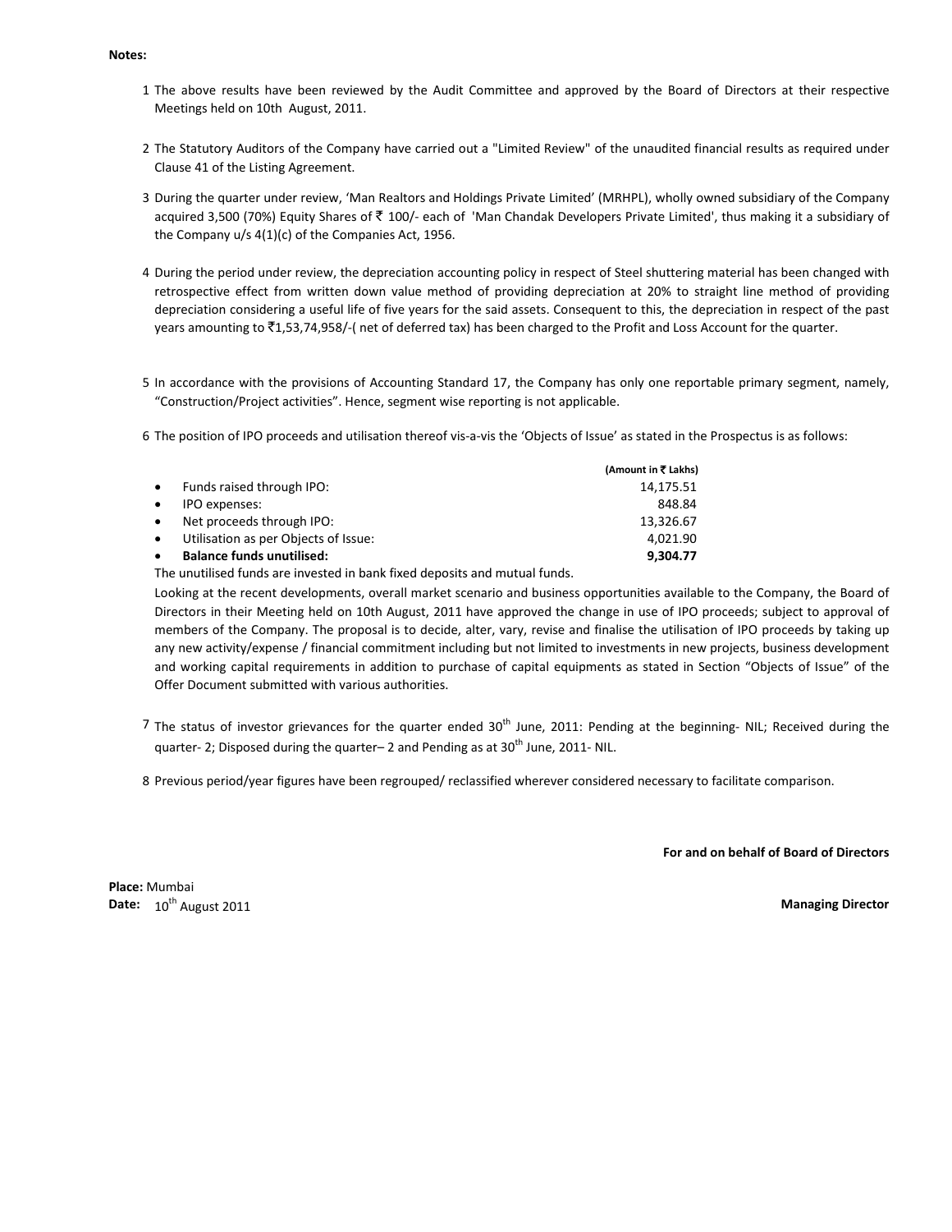**Notes:**

1. The above results have been reviewed by the Audit Committee and approved by the Board of Directors at their respective Meetings held on 10th August, 2011.

2. The Statutory Auditors of the Company have carried out a "Limited Review" of the unaudited financial results as required under Clause 41 of the Listing Agreement.

3. During the quarter under review, 'Man Realtors and Holdings Private Limited' (MRHPL), wholly owned subsidiary of the Company acquired 3,500 (70%) Equity Shares of ₹ 100/- each of 'Man Chandak Developers Private Limited', thus making it a subsidiary of the Company u/s 4(1)(c) of the Companies Act, 1956.

4. During the period under review, the depreciation accounting policy in respect of Steel shuttering material has been changed with retrospective effect from written down value method of providing depreciation at 20% to straight line method of providing depreciation considering a useful life of five years for the said assets. Consequent to this, the depreciation in respect of the past years amounting to ₹1,53,74,958/-( net of deferred tax) has been charged to the Profit and Loss Account for the quarter.

5. In accordance with the provisions of Accounting Standard 17, the Company has only one reportable primary segment, namely, "Construction/Project activities". Hence, segment wise reporting is not applicable.

6. The position of IPO proceeds and utilisation thereof vis-a-vis the 'Objects of Issue' as stated in the Prospectus is as follows:

| | (Amount in ₹ Lakhs) |
|---|---|
| • Funds raised through IPO: | 14,175.51 |
| • IPO expenses: | 848.84 |
| • Net proceeds through IPO: | 13,326.67 |
| • Utilisation as per Objects of Issue: | 4,021.90 |
| • **Balance funds unutilised:** | **9,304.77** |

The unutilised funds are invested in bank fixed deposits and mutual funds.

Looking at the recent developments, overall market scenario and business opportunities available to the Company, the Board of Directors in their Meeting held on 10th August, 2011 have approved the change in use of IPO proceeds; subject to approval of members of the Company. The proposal is to decide, alter, vary, revise and finalise the utilisation of IPO proceeds by taking up any new activity/expense / financial commitment including but not limited to investments in new projects, business development and working capital requirements in addition to purchase of capital equipments as stated in Section "Objects of Issue" of the Offer Document submitted with various authorities.

7. The status of investor grievances for the quarter ended 30th June, 2011: Pending at the beginning- NIL; Received during the quarter- 2; Disposed during the quarter– 2 and Pending as at 30th June, 2011- NIL.

8. Previous period/year figures have been regrouped/ reclassified wherever considered necessary to facilitate comparison.

**For and on behalf of Board of Directors**

**Place:** Mumbai

**Date:** 10th August 2011

**Managing Director**